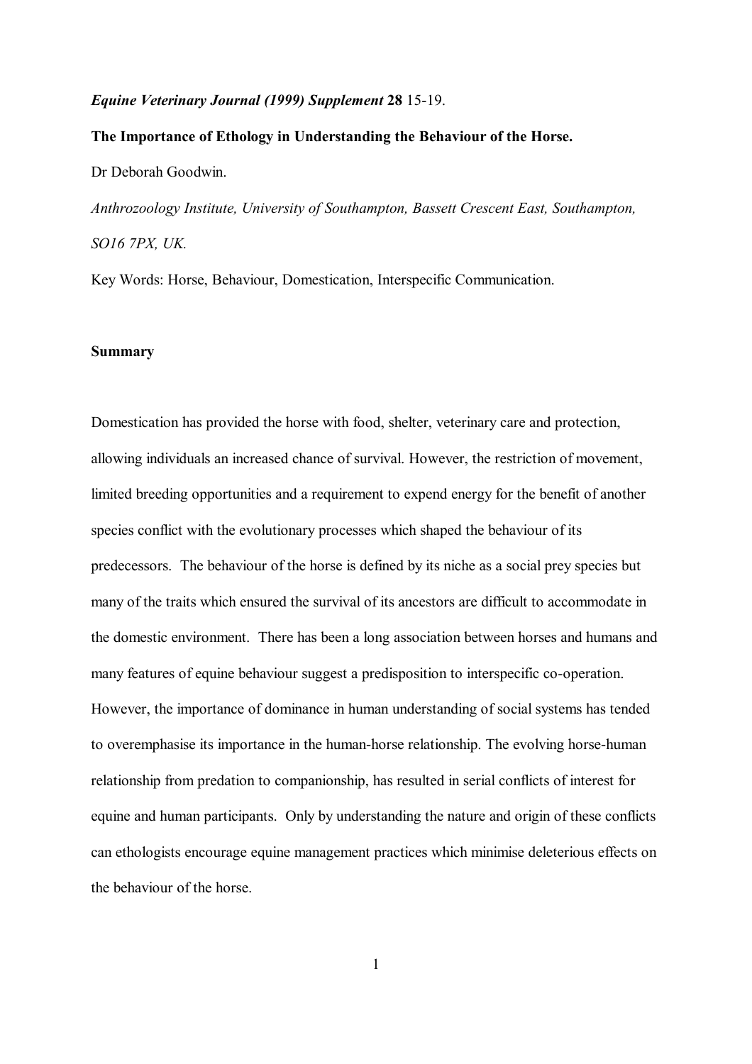*Equine Veterinary Journal (1999) Supplement* **28** 15-19.

# The Importance of Ethology in Understanding the Behaviour of the Horse.

Dr Deborah Goodwin.

*Anthrozoology Institute, University of Southampton, Bassett Crescent East, Southampton, SO16 7PX, UK.*

Key Words: Horse, Behaviour, Domestication, Interspecific Communication.

## Summary

Domestication has provided the horse with food, shelter, veterinary care and protection, allowing individuals an increased chance of survival. However, the restriction of movement, limited breeding opportunities and a requirement to expend energy for the benefit of another species conflict with the evolutionary processes which shaped the behaviour of its predecessors. The behaviour of the horse is defined by its niche as a social prey species but many of the traits which ensured the survival of its ancestors are difficult to accommodate in the domestic environment. There has been a long association between horses and humans and many features of equine behaviour suggest a predisposition to interspecific co-operation. However, the importance of dominance in human understanding of social systems has tended to overemphasise its importance in the human-horse relationship. The evolving horse-human relationship from predation to companionship, has resulted in serial conflicts of interest for equine and human participants. Only by understanding the nature and origin of these conflicts can ethologists encourage equine management practices which minimise deleterious effects on the behaviour of the horse.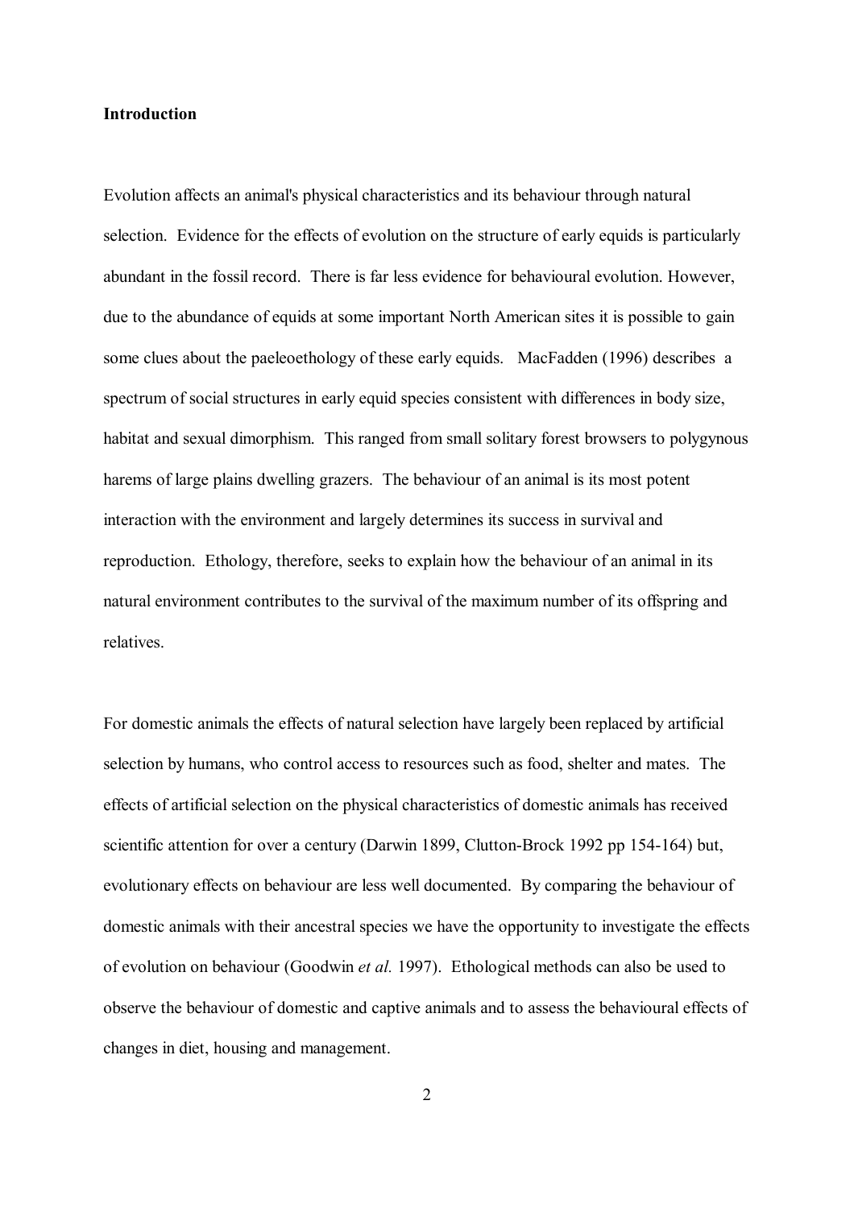## Introduction

Evolution affects an animal's physical characteristics and its behaviour through natural selection. Evidence for the effects of evolution on the structure of early equids is particularly abundant in the fossil record. There is far less evidence for behavioural evolution. However, due to the abundance of equids at some important North American sites it is possible to gain some clues about the paeleoethology of these early equids. MacFadden (1996) describes a spectrum of social structures in early equid species consistent with differences in body size, habitat and sexual dimorphism. This ranged from small solitary forest browsers to polygynous harems of large plains dwelling grazers. The behaviour of an animal is its most potent interaction with the environment and largely determines its success in survival and reproduction. Ethology, therefore, seeks to explain how the behaviour of an animal in its natural environment contributes to the survival of the maximum number of its offspring and relatives.

For domestic animals the effects of natural selection have largely been replaced by artificial selection by humans, who control access to resources such as food, shelter and mates. The effects of artificial selection on the physical characteristics of domestic animals has received scientific attention for over a century (Darwin 1899, Clutton-Brock 1992 pp 154-164) but, evolutionary effects on behaviour are less well documented. By comparing the behaviour of domestic animals with their ancestral species we have the opportunity to investigate the effects of evolution on behaviour (Goodwin *et al.* 1997). Ethological methods can also be used to observe the behaviour of domestic and captive animals and to assess the behavioural effects of changes in diet, housing and management.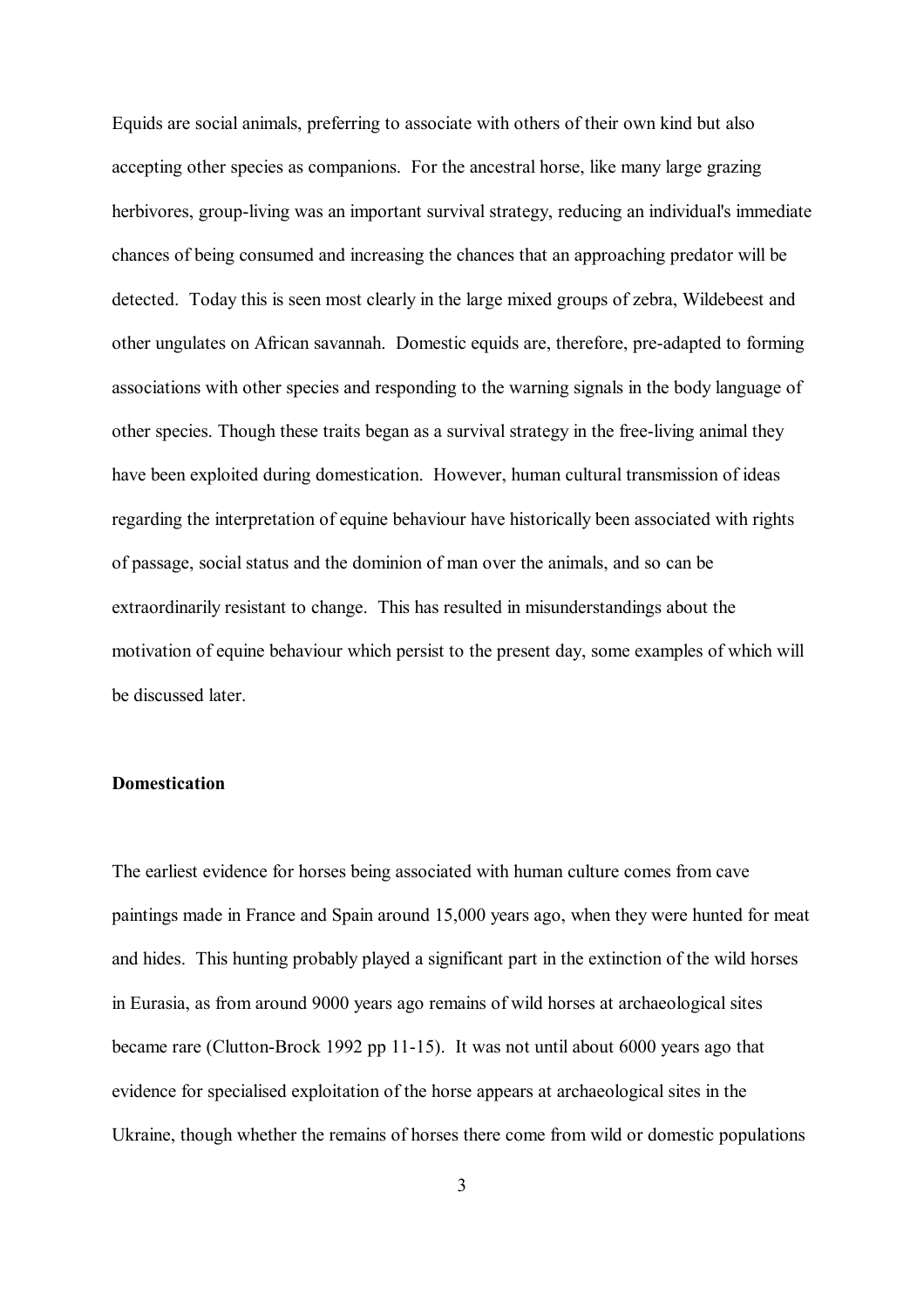Equids are social animals, preferring to associate with others of their own kind but also accepting other species as companions. For the ancestral horse, like many large grazing herbivores, group-living was an important survival strategy, reducing an individual's immediate chances of being consumed and increasing the chances that an approaching predator will be detected. Today this is seen most clearly in the large mixed groups of zebra, Wildebeest and other ungulates on African savannah. Domestic equids are, therefore, pre-adapted to forming associations with other species and responding to the warning signals in the body language of other species. Though these traits began as a survival strategy in the free-living animal they have been exploited during domestication. However, human cultural transmission of ideas regarding the interpretation of equine behaviour have historically been associated with rights of passage, social status and the dominion of man over the animals, and so can be extraordinarily resistant to change. This has resulted in misunderstandings about the motivation of equine behaviour which persist to the present day, some examples of which will be discussed later.

**Domestication**

The earliest evidence for horses being associated with human culture comes from cave paintings made in France and Spain around 15,000 years ago, when they were hunted for meat and hides. This hunting probably played a significant part in the extinction of the wild horses in Eurasia, as from around 9000 years ago remains of wild horses at archaeological sites became rare (Clutton-Brock 1992 pp 11-15). It was not until about 6000 years ago that evidence for specialised exploitation of the horse appears at archaeological sites in the Ukraine, though whether the remains of horses there come from wild or domestic populations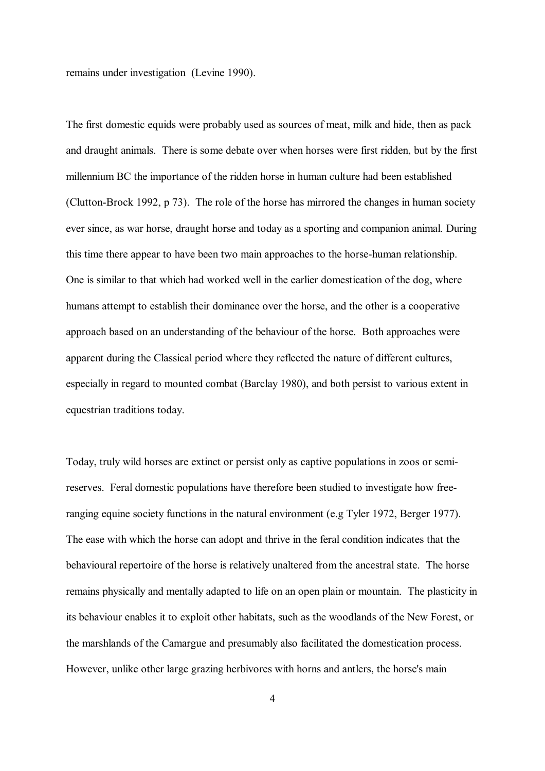remains under investigation (Levine 1990).

The first domestic equids were probably used as sources of meat, milk and hide, then as pack and draught animals. There is some debate over when horses were first ridden, but by the first millennium BC the importance of the ridden horse in human culture had been established (Clutton-Brock 1992, p 73). The role of the horse has mirrored the changes in human society ever since, as war horse, draught horse and today as a sporting and companion animal. During this time there appear to have been two main approaches to the horse-human relationship. One is similar to that which had worked well in the earlier domestication of the dog, where humans attempt to establish their dominance over the horse, and the other is a cooperative approach based on an understanding of the behaviour of the horse. Both approaches were apparent during the Classical period where they reflected the nature of different cultures, especially in regard to mounted combat (Barclay 1980), and both persist to various extent in equestrian traditions today.

Today, truly wild horses are extinct or persist only as captive populations in zoos or semi-reserves. Feral domestic populations have therefore been studied to investigate how free-ranging equine society functions in the natural environment (e.g Tyler 1972, Berger 1977). The ease with which the horse can adopt and thrive in the feral condition indicates that the behavioural repertoire of the horse is relatively unaltered from the ancestral state. The horse remains physically and mentally adapted to life on an open plain or mountain. The plasticity in its behaviour enables it to exploit other habitats, such as the woodlands of the New Forest, or the marshlands of the Camargue and presumably also facilitated the domestication process. However, unlike other large grazing herbivores with horns and antlers, the horse's main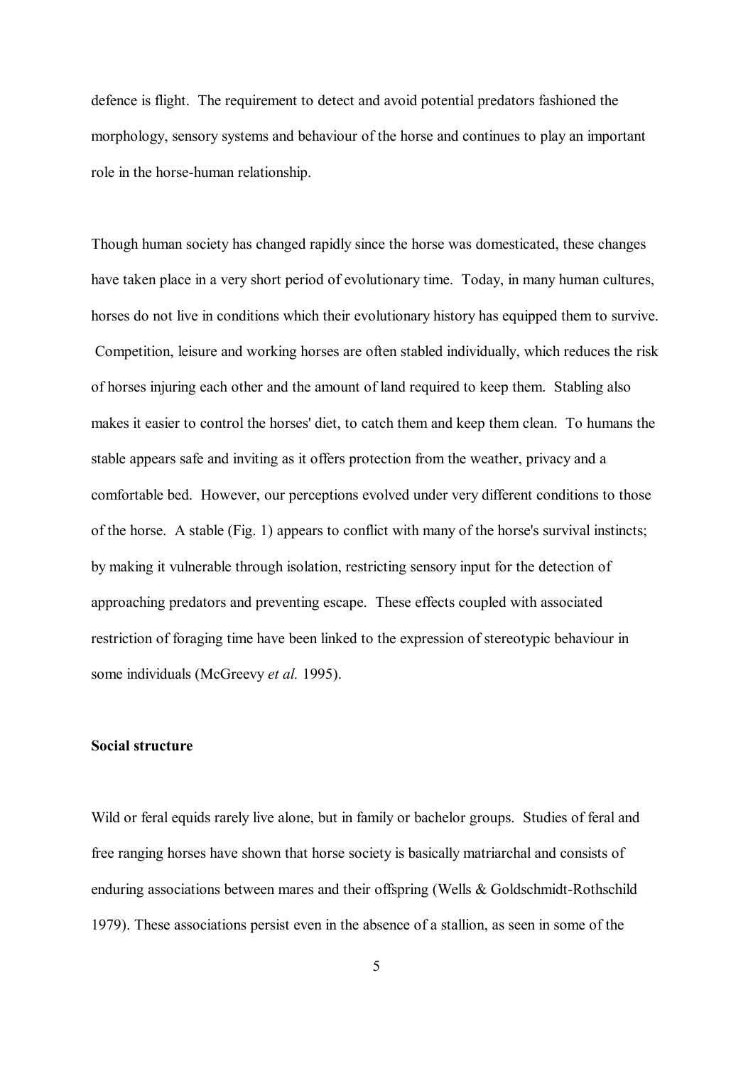defence is flight. The requirement to detect and avoid potential predators fashioned the morphology, sensory systems and behaviour of the horse and continues to play an important role in the horse-human relationship.

Though human society has changed rapidly since the horse was domesticated, these changes have taken place in a very short period of evolutionary time. Today, in many human cultures, horses do not live in conditions which their evolutionary history has equipped them to survive. Competition, leisure and working horses are often stabled individually, which reduces the risk of horses injuring each other and the amount of land required to keep them. Stabling also makes it easier to control the horses' diet, to catch them and keep them clean. To humans the stable appears safe and inviting as it offers protection from the weather, privacy and a comfortable bed. However, our perceptions evolved under very different conditions to those of the horse. A stable (Fig. 1) appears to conflict with many of the horse's survival instincts; by making it vulnerable through isolation, restricting sensory input for the detection of approaching predators and preventing escape. These effects coupled with associated restriction of foraging time have been linked to the expression of stereotypic behaviour in some individuals (McGreevy *et al.* 1995).

**Social structure**

Wild or feral equids rarely live alone, but in family or bachelor groups. Studies of feral and free ranging horses have shown that horse society is basically matriarchal and consists of enduring associations between mares and their offspring (Wells & Goldschmidt-Rothschild 1979). These associations persist even in the absence of a stallion, as seen in some of the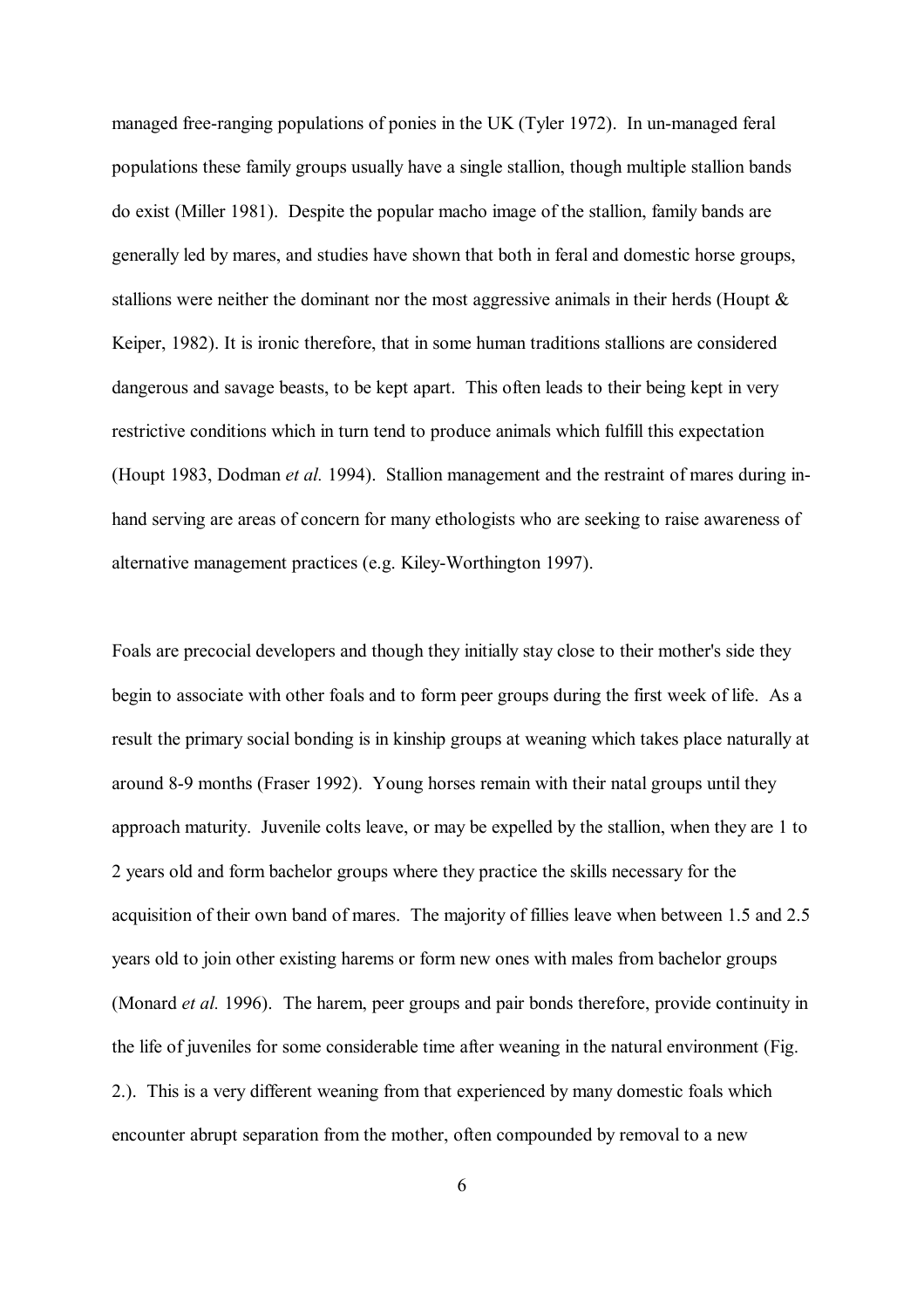managed free-ranging populations of ponies in the UK (Tyler 1972). In un-managed feral populations these family groups usually have a single stallion, though multiple stallion bands do exist (Miller 1981). Despite the popular macho image of the stallion, family bands are generally led by mares, and studies have shown that both in feral and domestic horse groups, stallions were neither the dominant nor the most aggressive animals in their herds (Houpt & Keiper, 1982). It is ironic therefore, that in some human traditions stallions are considered dangerous and savage beasts, to be kept apart. This often leads to their being kept in very restrictive conditions which in turn tend to produce animals which fulfill this expectation (Houpt 1983, Dodman *et al.* 1994). Stallion management and the restraint of mares during in-hand serving are areas of concern for many ethologists who are seeking to raise awareness of alternative management practices (e.g. Kiley-Worthington 1997).

Foals are precocial developers and though they initially stay close to their mother's side they begin to associate with other foals and to form peer groups during the first week of life. As a result the primary social bonding is in kinship groups at weaning which takes place naturally at around 8-9 months (Fraser 1992). Young horses remain with their natal groups until they approach maturity. Juvenile colts leave, or may be expelled by the stallion, when they are 1 to 2 years old and form bachelor groups where they practice the skills necessary for the acquisition of their own band of mares. The majority of fillies leave when between 1.5 and 2.5 years old to join other existing harems or form new ones with males from bachelor groups (Monard *et al.* 1996). The harem, peer groups and pair bonds therefore, provide continuity in the life of juveniles for some considerable time after weaning in the natural environment (Fig. 2.). This is a very different weaning from that experienced by many domestic foals which encounter abrupt separation from the mother, often compounded by removal to a new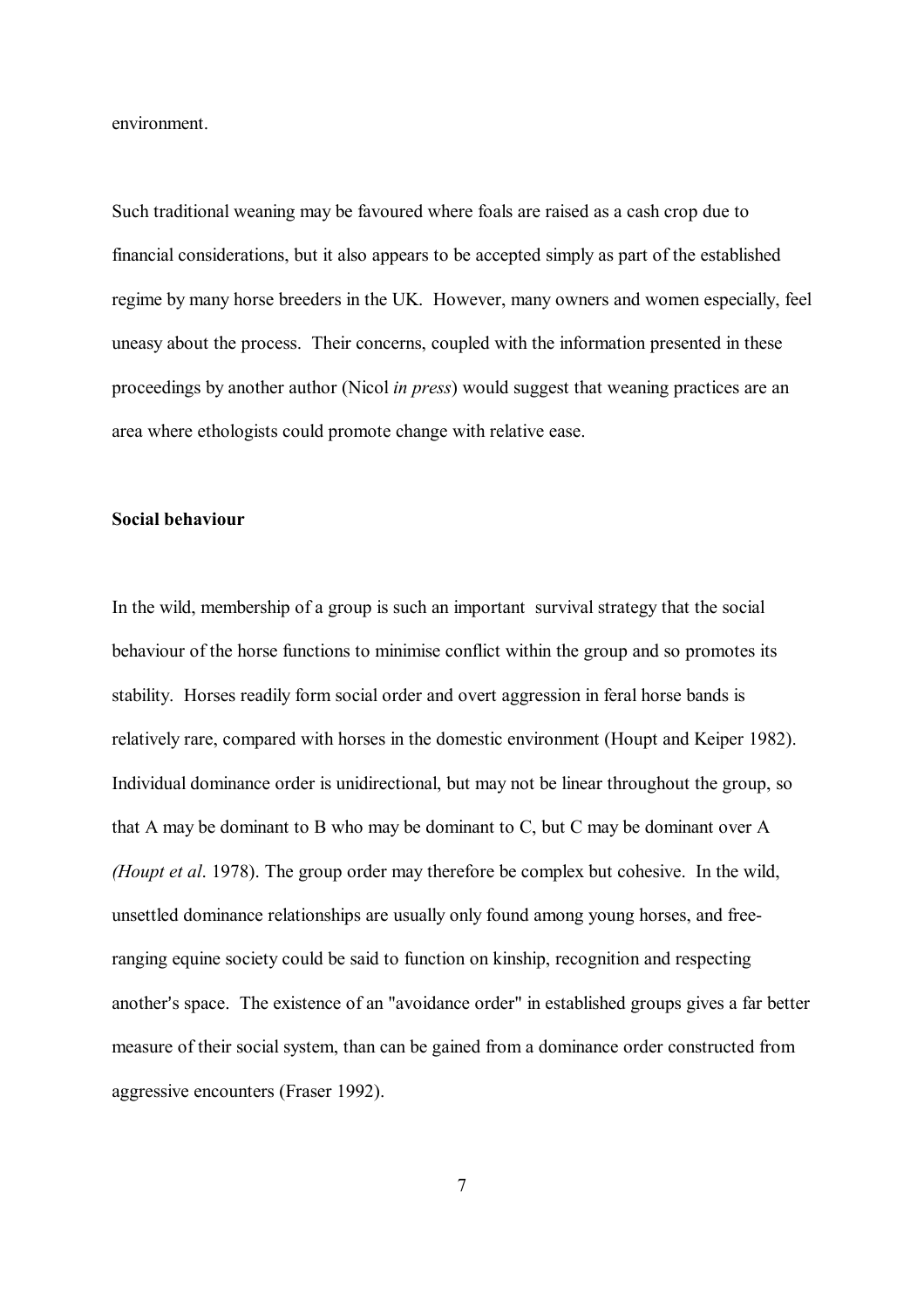environment.

Such traditional weaning may be favoured where foals are raised as a cash crop due to financial considerations, but it also appears to be accepted simply as part of the established regime by many horse breeders in the UK. However, many owners and women especially, feel uneasy about the process. Their concerns, coupled with the information presented in these proceedings by another author (Nicol *in press*) would suggest that weaning practices are an area where ethologists could promote change with relative ease.

**Social behaviour**

In the wild, membership of a group is such an important survival strategy that the social behaviour of the horse functions to minimise conflict within the group and so promotes its stability. Horses readily form social order and overt aggression in feral horse bands is relatively rare, compared with horses in the domestic environment (Houpt and Keiper 1982). Individual dominance order is unidirectional, but may not be linear throughout the group, so that A may be dominant to B who may be dominant to C, but C may be dominant over A *(Houpt et al*. 1978). The group order may therefore be complex but cohesive. In the wild, unsettled dominance relationships are usually only found among young horses, and free-ranging equine society could be said to function on kinship, recognition and respecting another's space. The existence of an "avoidance order" in established groups gives a far better measure of their social system, than can be gained from a dominance order constructed from aggressive encounters (Fraser 1992).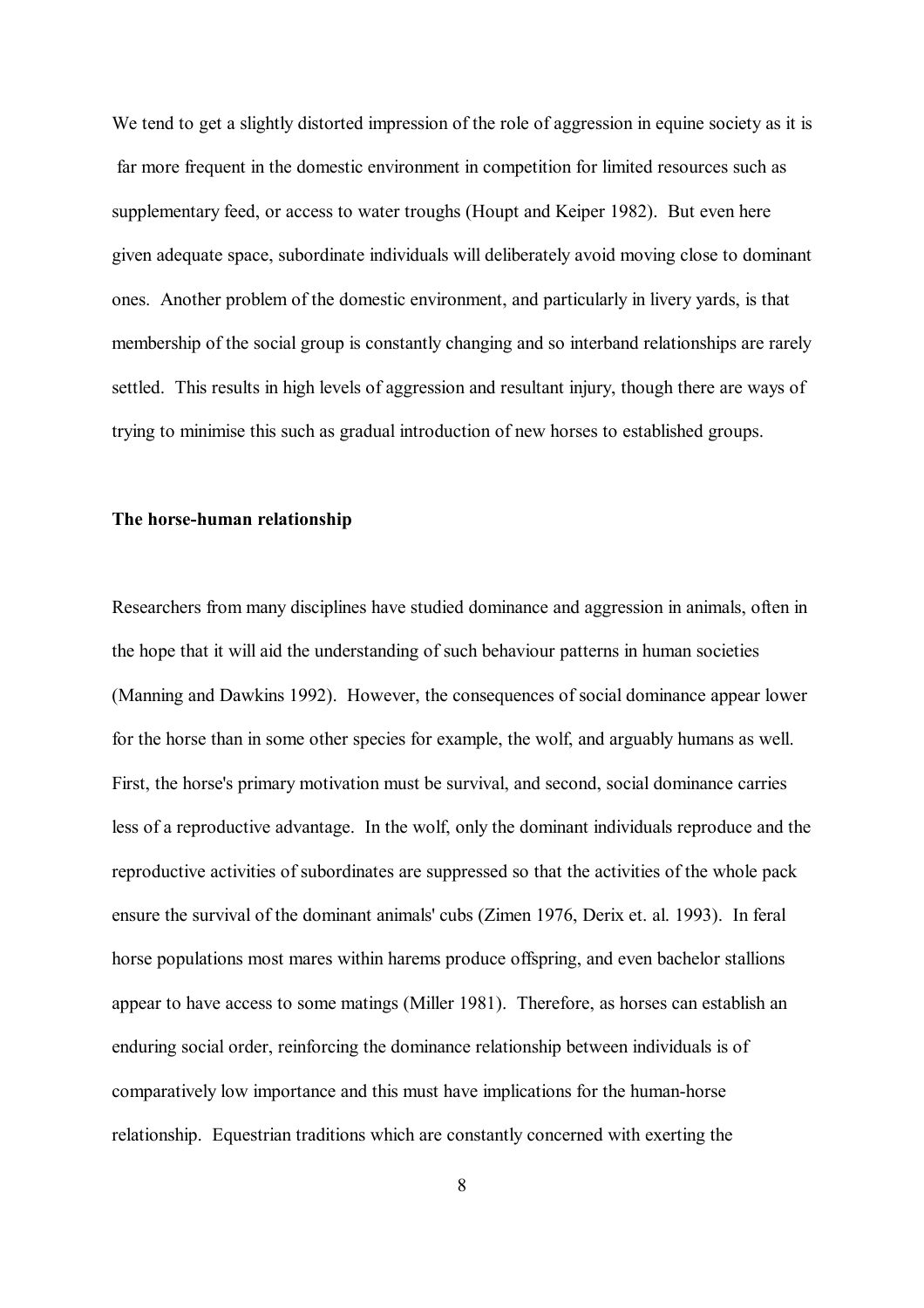We tend to get a slightly distorted impression of the role of aggression in equine society as it is far more frequent in the domestic environment in competition for limited resources such as supplementary feed, or access to water troughs (Houpt and Keiper 1982). But even here given adequate space, subordinate individuals will deliberately avoid moving close to dominant ones. Another problem of the domestic environment, and particularly in livery yards, is that membership of the social group is constantly changing and so interband relationships are rarely settled. This results in high levels of aggression and resultant injury, though there are ways of trying to minimise this such as gradual introduction of new horses to established groups.

**The horse-human relationship**

Researchers from many disciplines have studied dominance and aggression in animals, often in the hope that it will aid the understanding of such behaviour patterns in human societies (Manning and Dawkins 1992). However, the consequences of social dominance appear lower for the horse than in some other species for example, the wolf, and arguably humans as well. First, the horse's primary motivation must be survival, and second, social dominance carries less of a reproductive advantage. In the wolf, only the dominant individuals reproduce and the reproductive activities of subordinates are suppressed so that the activities of the whole pack ensure the survival of the dominant animals' cubs (Zimen 1976, Derix et. al. 1993). In feral horse populations most mares within harems produce offspring, and even bachelor stallions appear to have access to some matings (Miller 1981). Therefore, as horses can establish an enduring social order, reinforcing the dominance relationship between individuals is of comparatively low importance and this must have implications for the human-horse relationship. Equestrian traditions which are constantly concerned with exerting the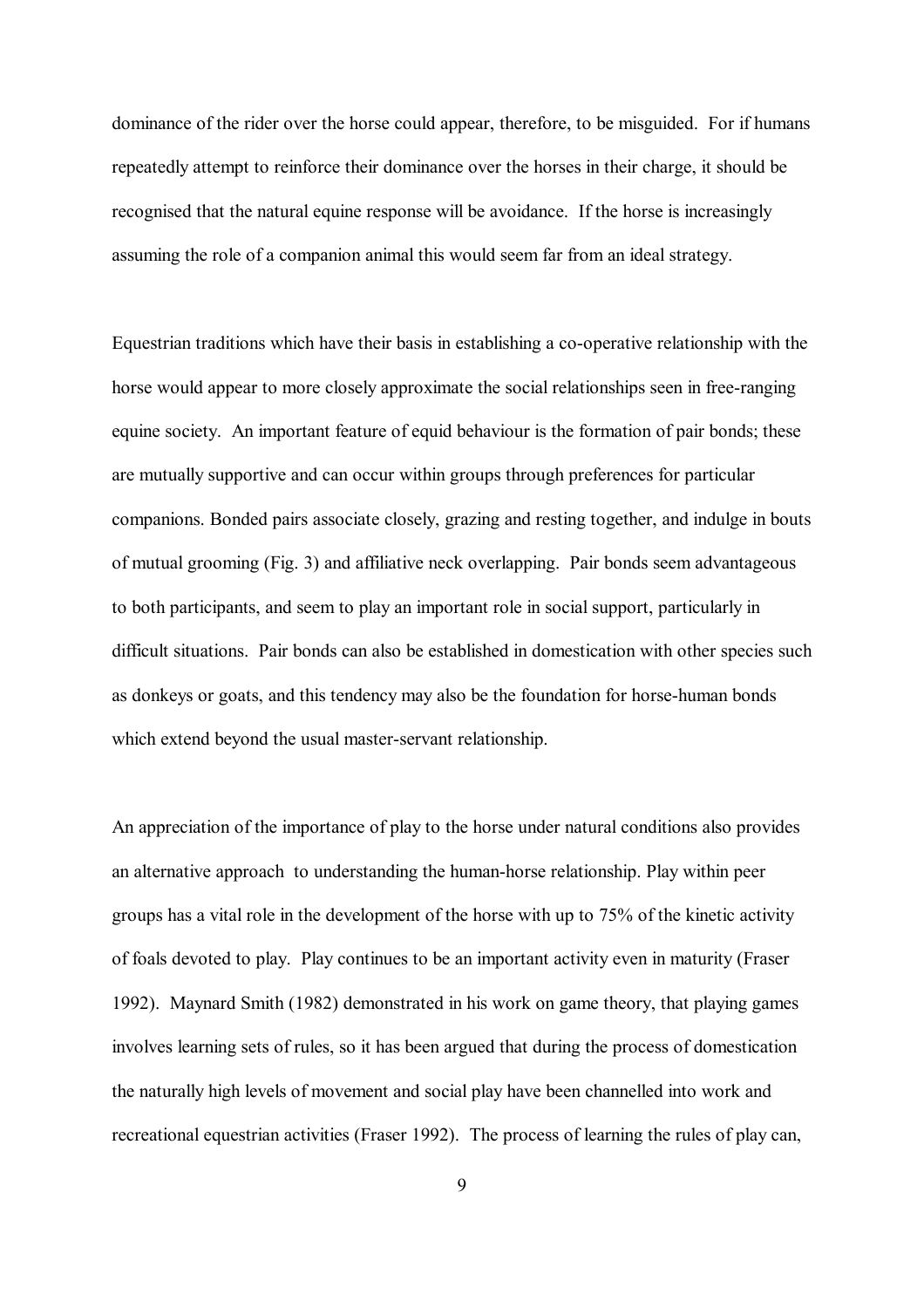dominance of the rider over the horse could appear, therefore, to be misguided. For if humans repeatedly attempt to reinforce their dominance over the horses in their charge, it should be recognised that the natural equine response will be avoidance. If the horse is increasingly assuming the role of a companion animal this would seem far from an ideal strategy.

Equestrian traditions which have their basis in establishing a co-operative relationship with the horse would appear to more closely approximate the social relationships seen in free-ranging equine society. An important feature of equid behaviour is the formation of pair bonds; these are mutually supportive and can occur within groups through preferences for particular companions. Bonded pairs associate closely, grazing and resting together, and indulge in bouts of mutual grooming (Fig. 3) and affiliative neck overlapping. Pair bonds seem advantageous to both participants, and seem to play an important role in social support, particularly in difficult situations. Pair bonds can also be established in domestication with other species such as donkeys or goats, and this tendency may also be the foundation for horse-human bonds which extend beyond the usual master-servant relationship.

An appreciation of the importance of play to the horse under natural conditions also provides an alternative approach to understanding the human-horse relationship. Play within peer groups has a vital role in the development of the horse with up to 75% of the kinetic activity of foals devoted to play. Play continues to be an important activity even in maturity (Fraser 1992). Maynard Smith (1982) demonstrated in his work on game theory, that playing games involves learning sets of rules, so it has been argued that during the process of domestication the naturally high levels of movement and social play have been channelled into work and recreational equestrian activities (Fraser 1992). The process of learning the rules of play can,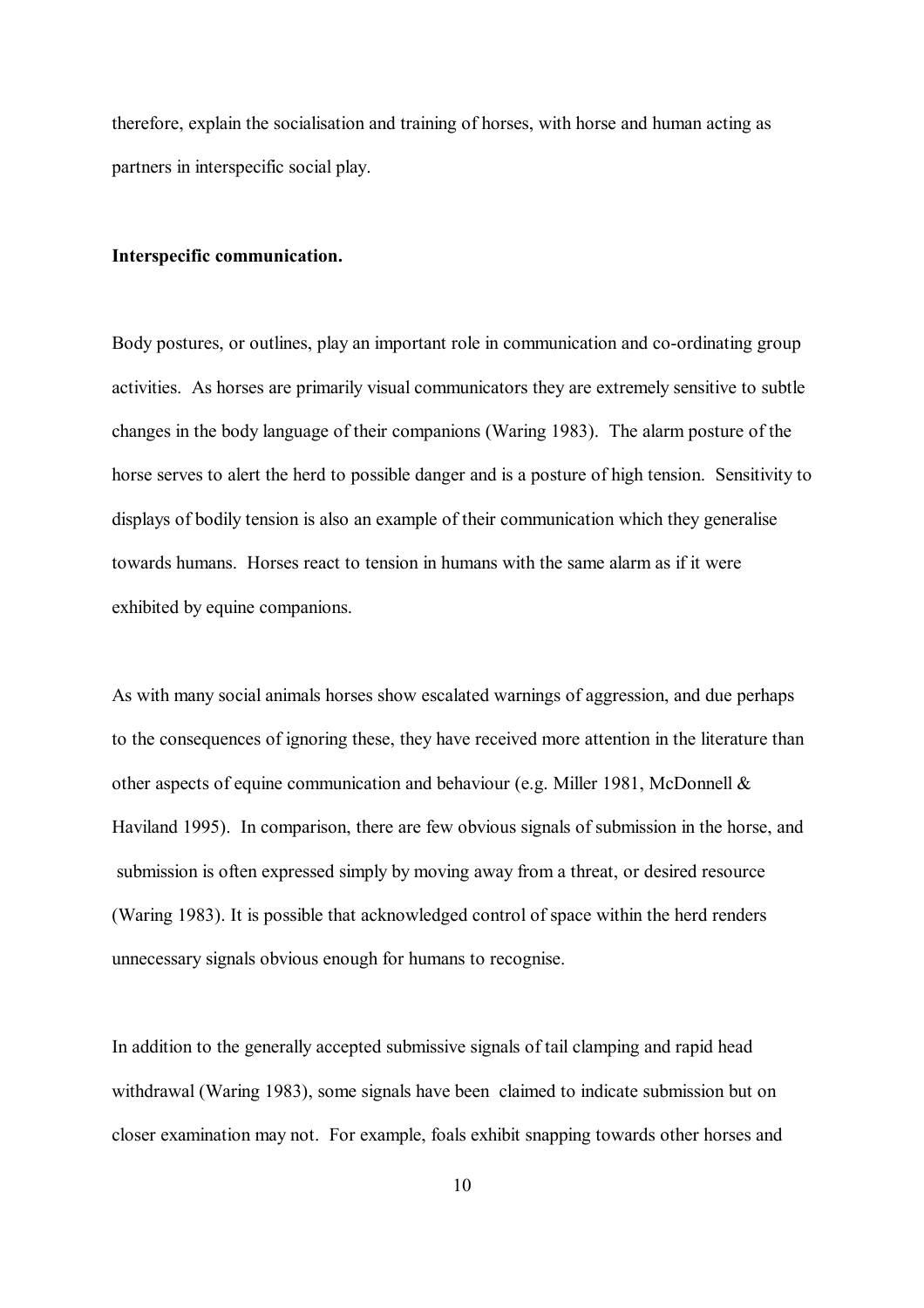therefore, explain the socialisation and training of horses, with horse and human acting as partners in interspecific social play.

**Interspecific communication.**

Body postures, or outlines, play an important role in communication and co-ordinating group activities. As horses are primarily visual communicators they are extremely sensitive to subtle changes in the body language of their companions (Waring 1983). The alarm posture of the horse serves to alert the herd to possible danger and is a posture of high tension. Sensitivity to displays of bodily tension is also an example of their communication which they generalise towards humans. Horses react to tension in humans with the same alarm as if it were exhibited by equine companions.

As with many social animals horses show escalated warnings of aggression, and due perhaps to the consequences of ignoring these, they have received more attention in the literature than other aspects of equine communication and behaviour (e.g. Miller 1981, McDonnell & Haviland 1995). In comparison, there are few obvious signals of submission in the horse, and submission is often expressed simply by moving away from a threat, or desired resource (Waring 1983). It is possible that acknowledged control of space within the herd renders unnecessary signals obvious enough for humans to recognise.

In addition to the generally accepted submissive signals of tail clamping and rapid head withdrawal (Waring 1983), some signals have been claimed to indicate submission but on closer examination may not. For example, foals exhibit snapping towards other horses and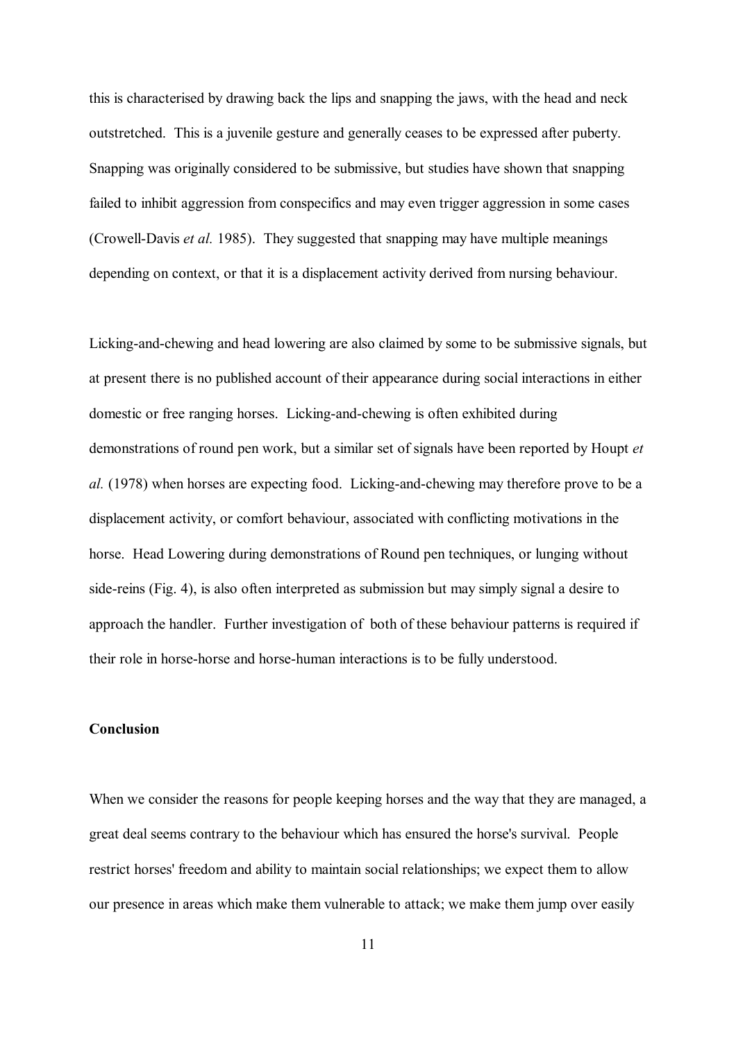this is characterised by drawing back the lips and snapping the jaws, with the head and neck outstretched. This is a juvenile gesture and generally ceases to be expressed after puberty. Snapping was originally considered to be submissive, but studies have shown that snapping failed to inhibit aggression from conspecifics and may even trigger aggression in some cases (Crowell-Davis *et al.* 1985). They suggested that snapping may have multiple meanings depending on context, or that it is a displacement activity derived from nursing behaviour.

Licking-and-chewing and head lowering are also claimed by some to be submissive signals, but at present there is no published account of their appearance during social interactions in either domestic or free ranging horses. Licking-and-chewing is often exhibited during demonstrations of round pen work, but a similar set of signals have been reported by Houpt *et al.* (1978) when horses are expecting food. Licking-and-chewing may therefore prove to be a displacement activity, or comfort behaviour, associated with conflicting motivations in the horse. Head Lowering during demonstrations of Round pen techniques, or lunging without side-reins (Fig. 4), is also often interpreted as submission but may simply signal a desire to approach the handler. Further investigation of both of these behaviour patterns is required if their role in horse-horse and horse-human interactions is to be fully understood.

**Conclusion**

When we consider the reasons for people keeping horses and the way that they are managed, a great deal seems contrary to the behaviour which has ensured the horse's survival. People restrict horses' freedom and ability to maintain social relationships; we expect them to allow our presence in areas which make them vulnerable to attack; we make them jump over easily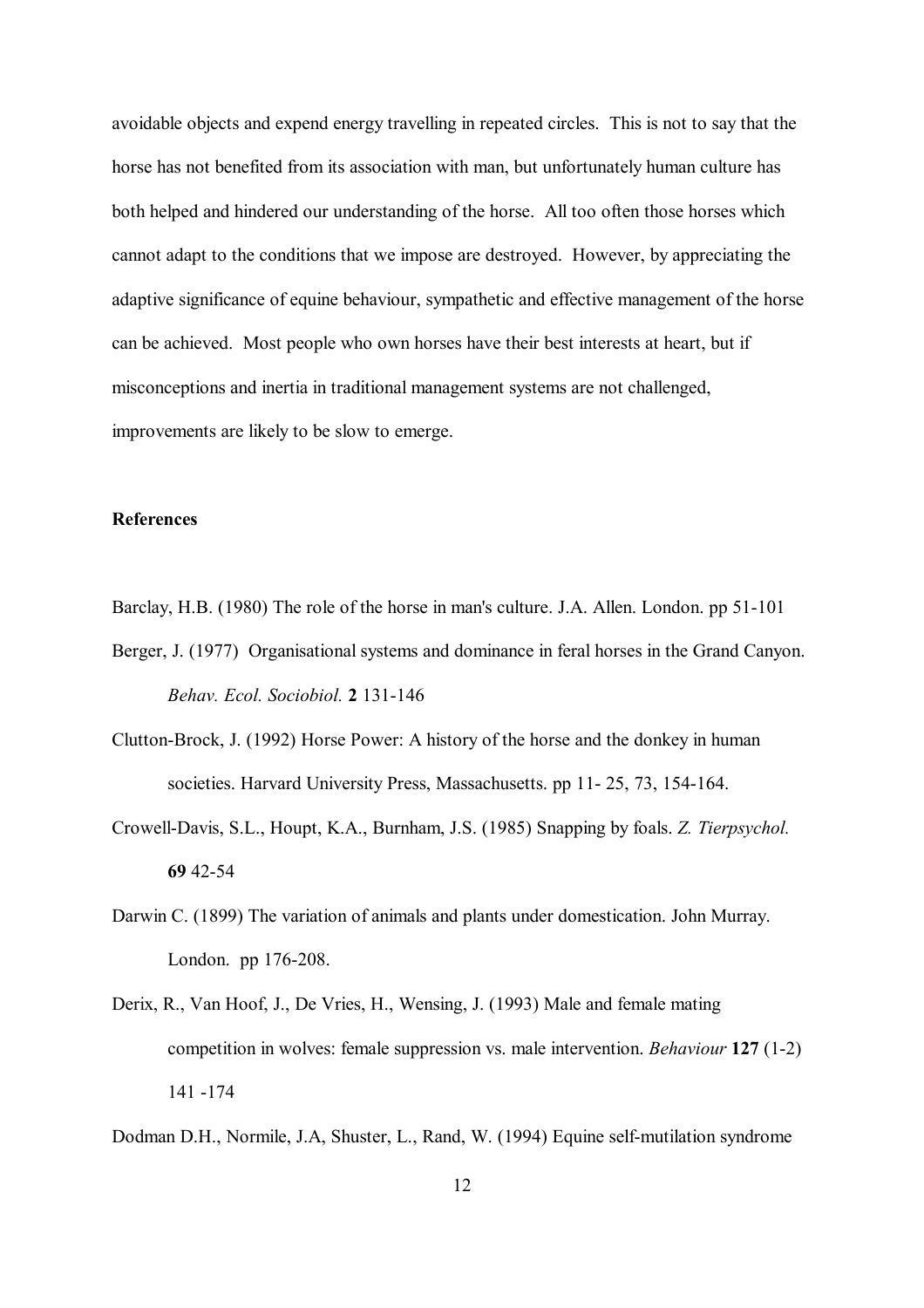avoidable objects and expend energy travelling in repeated circles. This is not to say that the horse has not benefited from its association with man, but unfortunately human culture has both helped and hindered our understanding of the horse. All too often those horses which cannot adapt to the conditions that we impose are destroyed. However, by appreciating the adaptive significance of equine behaviour, sympathetic and effective management of the horse can be achieved. Most people who own horses have their best interests at heart, but if misconceptions and inertia in traditional management systems are not challenged, improvements are likely to be slow to emerge.

**References**

Barclay, H.B. (1980) The role of the horse in man's culture. J.A. Allen. London. pp 51-101

Berger, J. (1977) Organisational systems and dominance in feral horses in the Grand Canyon. *Behav. Ecol. Sociobiol.* **2** 131-146

Clutton-Brock, J. (1992) Horse Power: A history of the horse and the donkey in human societies. Harvard University Press, Massachusetts. pp 11- 25, 73, 154-164.

Crowell-Davis, S.L., Houpt, K.A., Burnham, J.S. (1985) Snapping by foals. *Z. Tierpsychol.* **69** 42-54

Darwin C. (1899) The variation of animals and plants under domestication. John Murray. London. pp 176-208.

Derix, R., Van Hoof, J., De Vries, H., Wensing, J. (1993) Male and female mating competition in wolves: female suppression vs. male intervention. *Behaviour* **127** (1-2) 141 -174

Dodman D.H., Normile, J.A, Shuster, L., Rand, W. (1994) Equine self-mutilation syndrome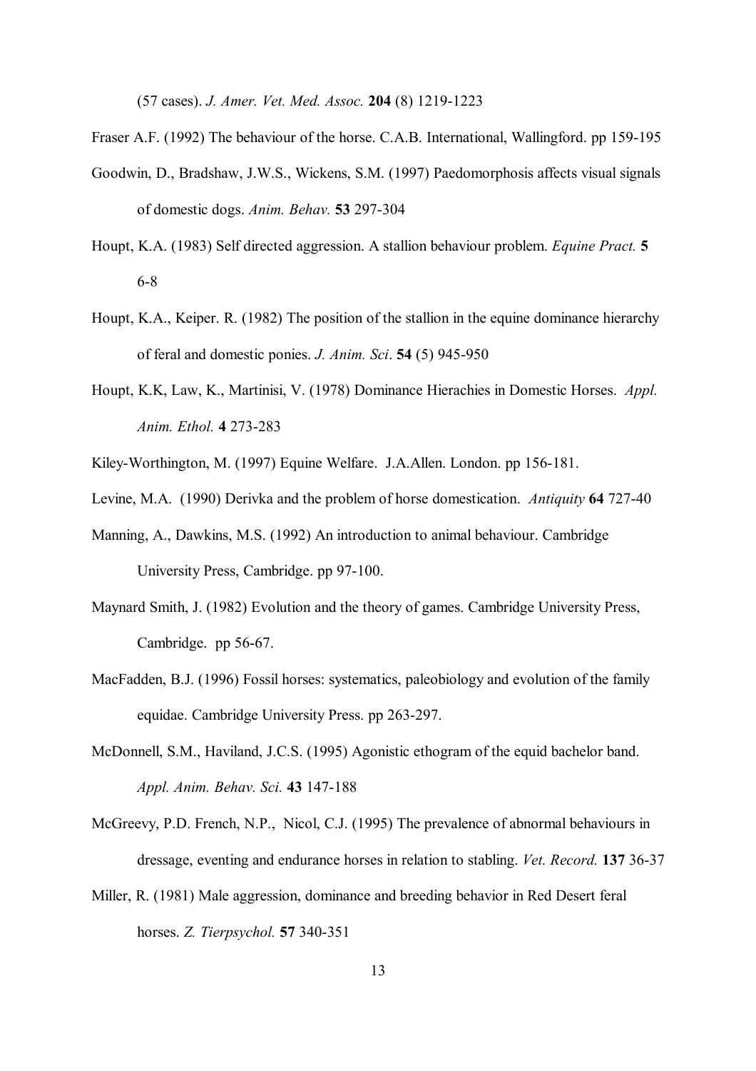(57 cases). *J. Amer. Vet. Med. Assoc.* **204** (8) 1219-1223

Fraser A.F. (1992) The behaviour of the horse. C.A.B. International, Wallingford. pp 159-195

Goodwin, D., Bradshaw, J.W.S., Wickens, S.M. (1997) Paedomorphosis affects visual signals of domestic dogs. *Anim. Behav.* **53** 297-304

Houpt, K.A. (1983) Self directed aggression. A stallion behaviour problem. *Equine Pract.* **5** 6-8

Houpt, K.A., Keiper. R. (1982) The position of the stallion in the equine dominance hierarchy of feral and domestic ponies. *J. Anim. Sci*. **54** (5) 945-950

Houpt, K.K, Law, K., Martinisi, V. (1978) Dominance Hierachies in Domestic Horses. *Appl. Anim. Ethol.* **4** 273-283

Kiley-Worthington, M. (1997) Equine Welfare. J.A.Allen. London. pp 156-181.

Levine, M.A. (1990) Derivka and the problem of horse domestication. *Antiquity* **64** 727-40

Manning, A., Dawkins, M.S. (1992) An introduction to animal behaviour. Cambridge University Press, Cambridge. pp 97-100.

Maynard Smith, J. (1982) Evolution and the theory of games. Cambridge University Press, Cambridge. pp 56-67.

MacFadden, B.J. (1996) Fossil horses: systematics, paleobiology and evolution of the family equidae. Cambridge University Press. pp 263-297.

McDonnell, S.M., Haviland, J.C.S. (1995) Agonistic ethogram of the equid bachelor band. *Appl. Anim. Behav. Sci.* **43** 147-188

McGreevy, P.D. French, N.P., Nicol, C.J. (1995) The prevalence of abnormal behaviours in dressage, eventing and endurance horses in relation to stabling. *Vet. Record.* **137** 36-37

Miller, R. (1981) Male aggression, dominance and breeding behavior in Red Desert feral horses. *Z. Tierpsychol.* **57** 340-351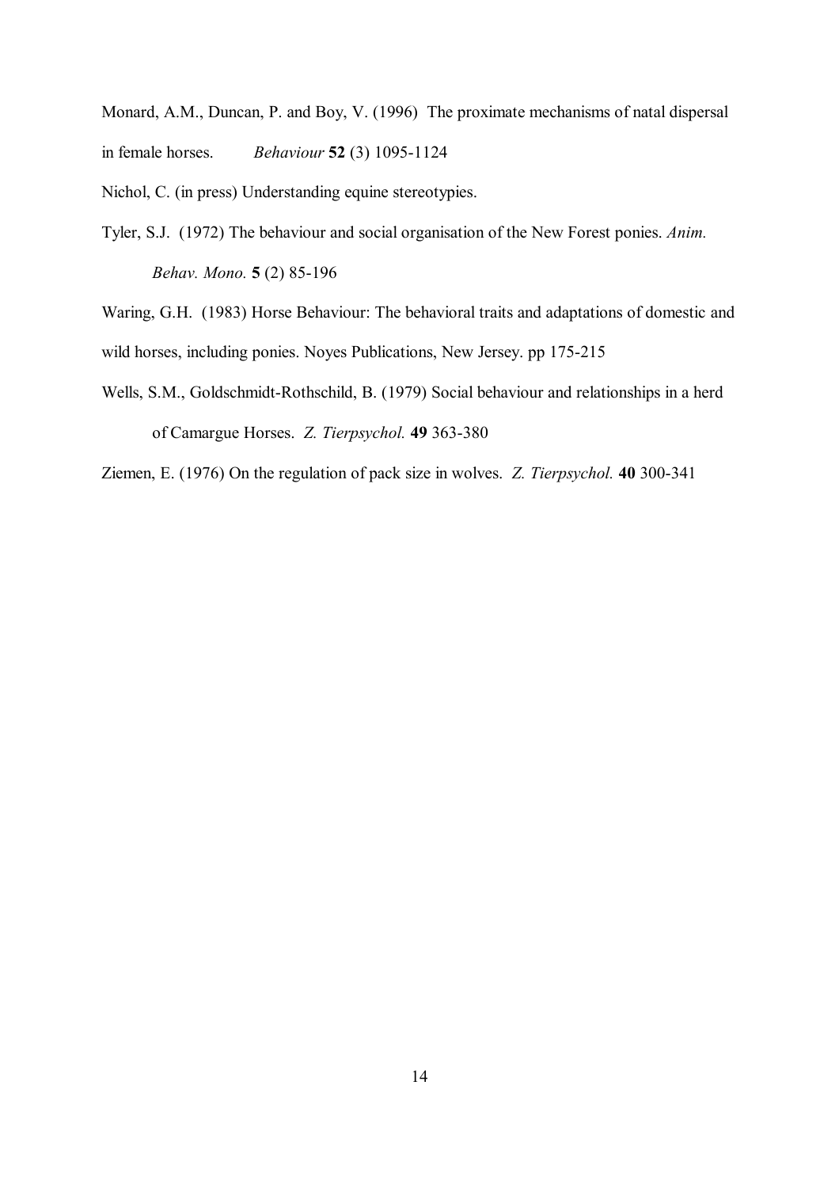Monard, A.M., Duncan, P. and Boy, V. (1996) The proximate mechanisms of natal dispersal in female horses. *Behaviour* **52** (3) 1095-1124

Nichol, C. (in press) Understanding equine stereotypies.

Tyler, S.J. (1972) The behaviour and social organisation of the New Forest ponies. *Anim. Behav. Mono.* **5** (2) 85-196

Waring, G.H. (1983) Horse Behaviour: The behavioral traits and adaptations of domestic and wild horses, including ponies. Noyes Publications, New Jersey. pp 175-215

Wells, S.M., Goldschmidt-Rothschild, B. (1979) Social behaviour and relationships in a herd of Camargue Horses. *Z. Tierpsychol.* **49** 363-380

Ziemen, E. (1976) On the regulation of pack size in wolves. *Z. Tierpsychol.* **40** 300-341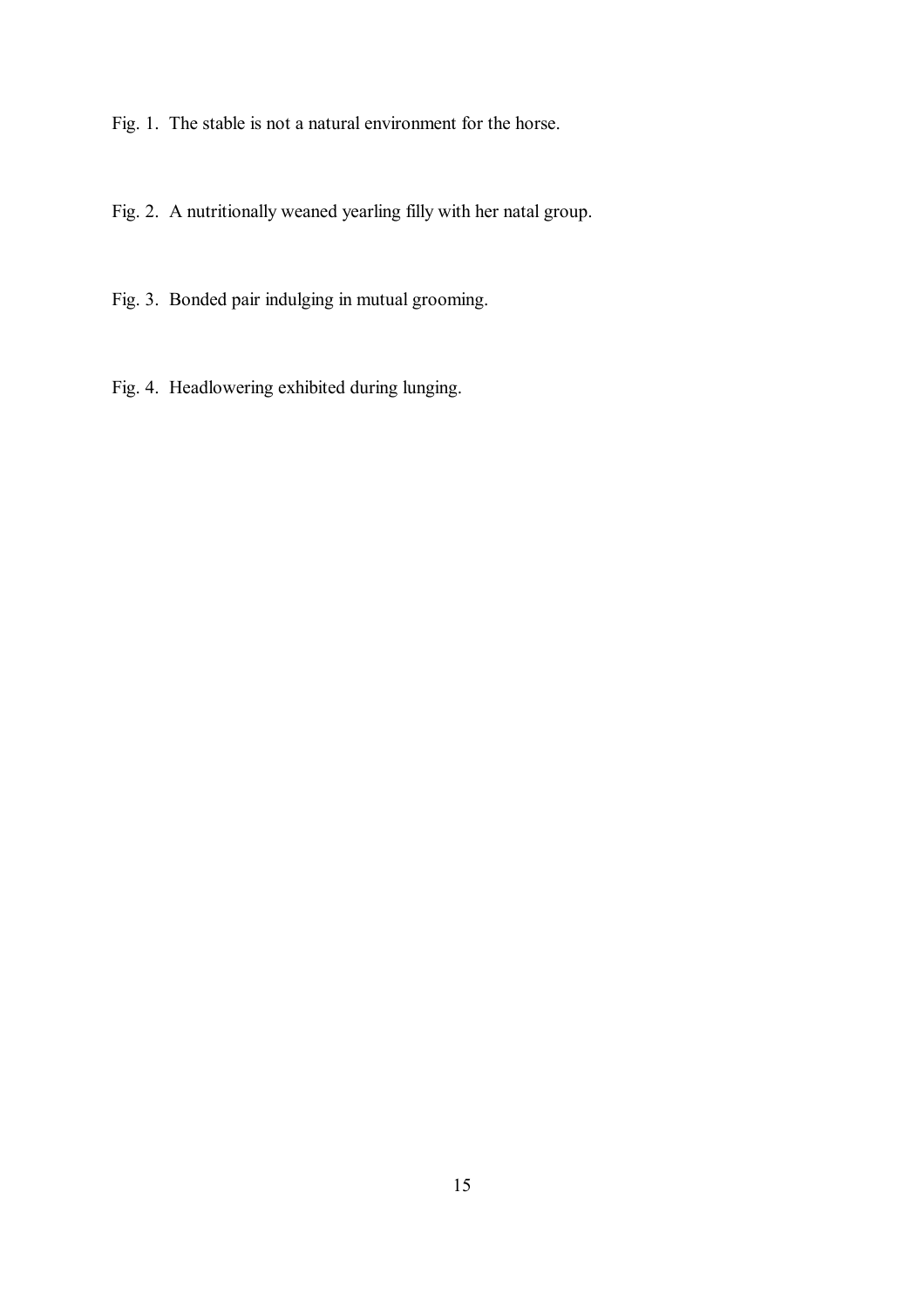Fig. 1. The stable is not a natural environment for the horse.

Fig. 2. A nutritionally weaned yearling filly with her natal group.

Fig. 3. Bonded pair indulging in mutual grooming.

Fig. 4. Headlowering exhibited during lunging.